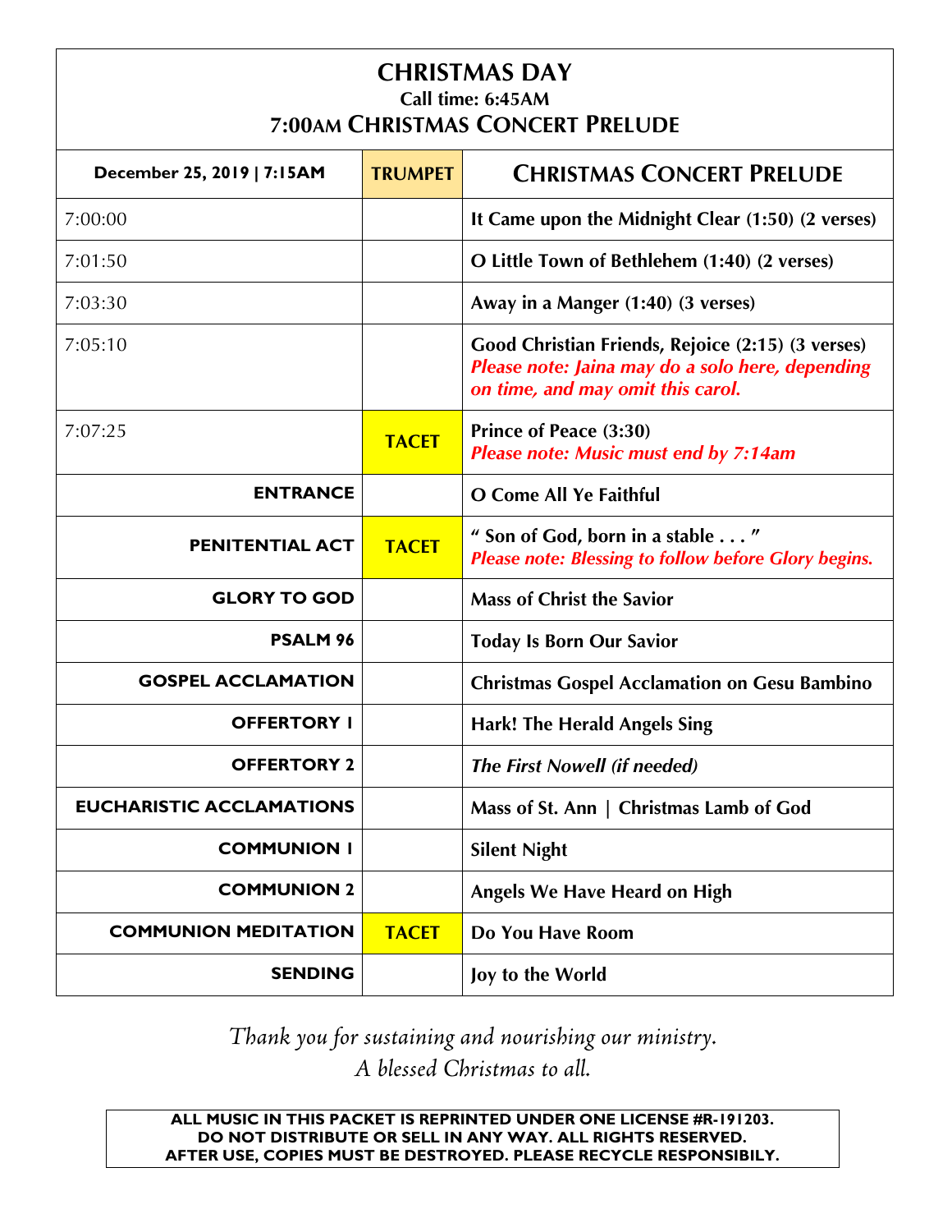# CHRISTMAS DAY

**Call time: 6:45AM**

## 7:00AM CHRISTMAS CONCERT PRELUDE

| December 25, 2019 \| 7:15AM | TRUMPET | CHRISTMAS CONCERT PRELUDE |
|---|---|---|
| 7:00:00 | | **It Came upon the Midnight Clear (1:50) (2 verses)** |
| 7:01:50 | | **O Little Town of Bethlehem (1:40) (2 verses)** |
| 7:03:30 | | **Away in a Manger (1:40) (3 verses)** |
| 7:05:10 | | **Good Christian Friends, Rejoice (2:15) (3 verses)** ***Please note: Jaina may do a solo here, depending on time, and may omit this carol.*** |
| 7:07:25 | TACET | **Prince of Peace (3:30)** ***Please note: Music must end by 7:14am*** |
| **ENTRANCE** | | **O Come All Ye Faithful** |
| **PENITENTIAL ACT** | TACET | **" Son of God, born in a stable . . . "** ***Please note: Blessing to follow before Glory begins.*** |
| **GLORY TO GOD** | | **Mass of Christ the Savior** |
| **PSALM 96** | | **Today Is Born Our Savior** |
| **GOSPEL ACCLAMATION** | | **Christmas Gospel Acclamation on Gesu Bambino** |
| **OFFERTORY 1** | | **Hark! The Herald Angels Sing** |
| **OFFERTORY 2** | | ***The First Nowell (if needed)*** |
| **EUCHARISTIC ACCLAMATIONS** | | **Mass of St. Ann \| Christmas Lamb of God** |
| **COMMUNION 1** | | **Silent Night** |
| **COMMUNION 2** | | **Angels We Have Heard on High** |
| **COMMUNION MEDITATION** | TACET | **Do You Have Room** |
| **SENDING** | | **Joy to the World** |

*Thank you for sustaining and nourishing our ministry.*
*A blessed Christmas to all.*

**ALL MUSIC IN THIS PACKET IS REPRINTED UNDER ONE LICENSE #R-191203.**
**DO NOT DISTRIBUTE OR SELL IN ANY WAY. ALL RIGHTS RESERVED.**
**AFTER USE, COPIES MUST BE DESTROYED. PLEASE RECYCLE RESPONSIBILY.**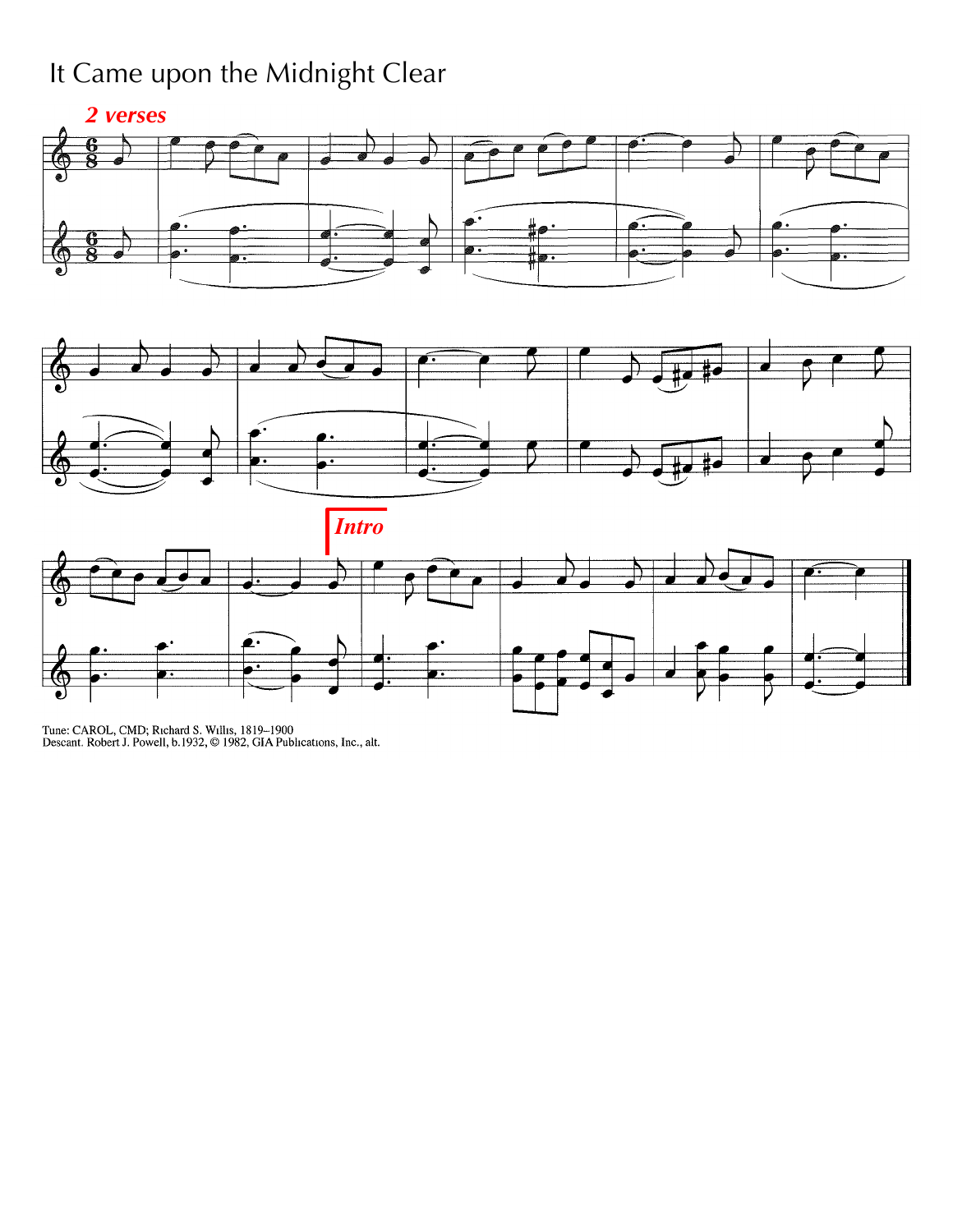# It Came upon the Midnight Clear

*2 verses*

*Intro*

Tune: CAROL, CMD; Richard S. Willis, 1819–1900
Descant. Robert J. Powell, b.1932, © 1982, GIA Publications, Inc., alt.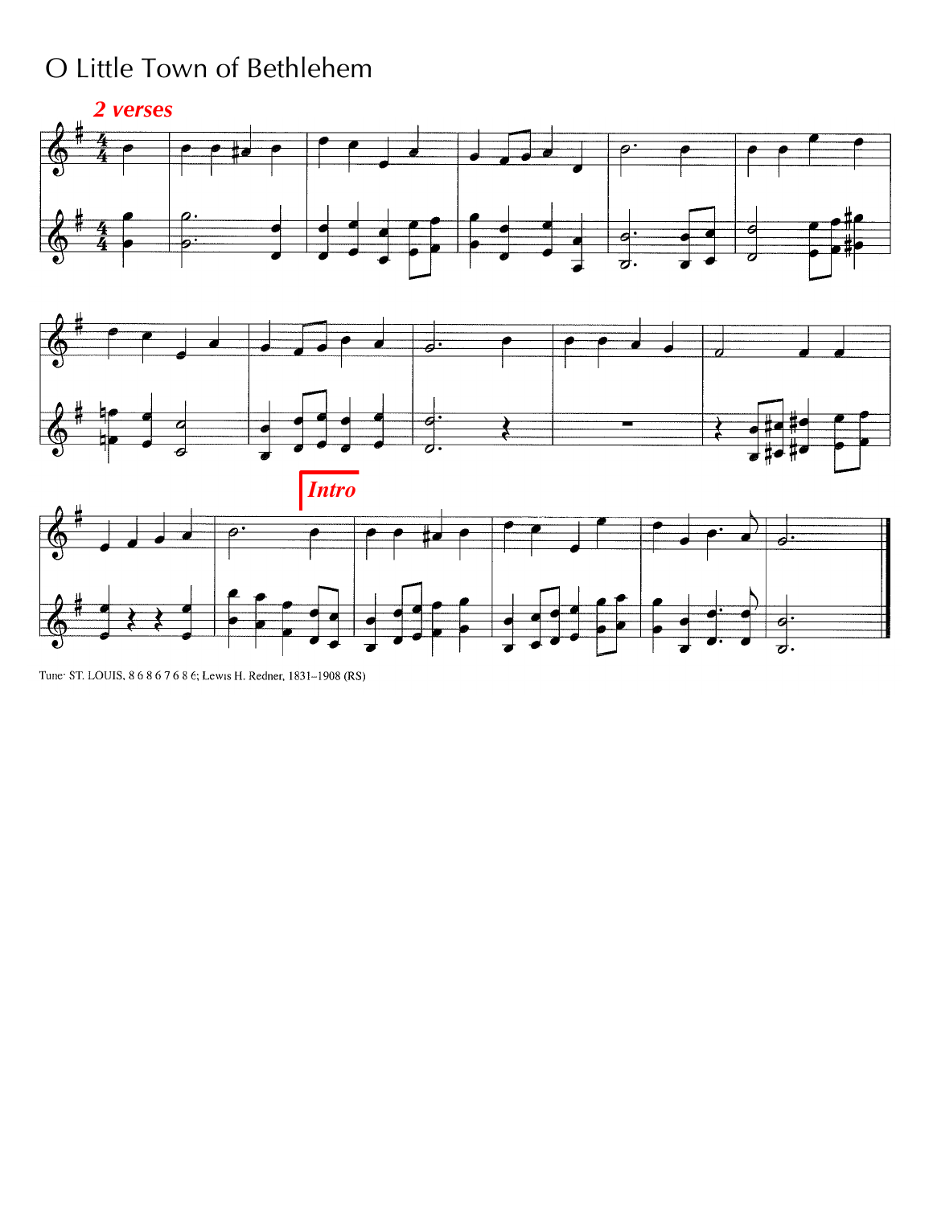# O Little Town of Bethlehem

*2 verses*

*Intro*

Tune: ST. LOUIS, 8 6 8 6 7 6 8 6; Lewis H. Redner, 1831–1908 (RS)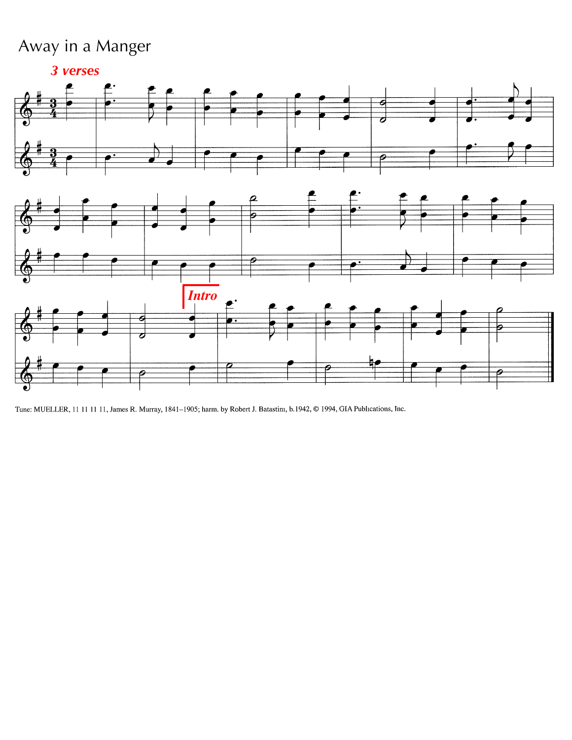# Away in a Manger

***3 verses***

***Intro***

Tune: MUELLER, 11 11 11 11, James R. Murray, 1841–1905; harm. by Robert J. Batastini, b.1942, © 1994, GIA Publications, Inc.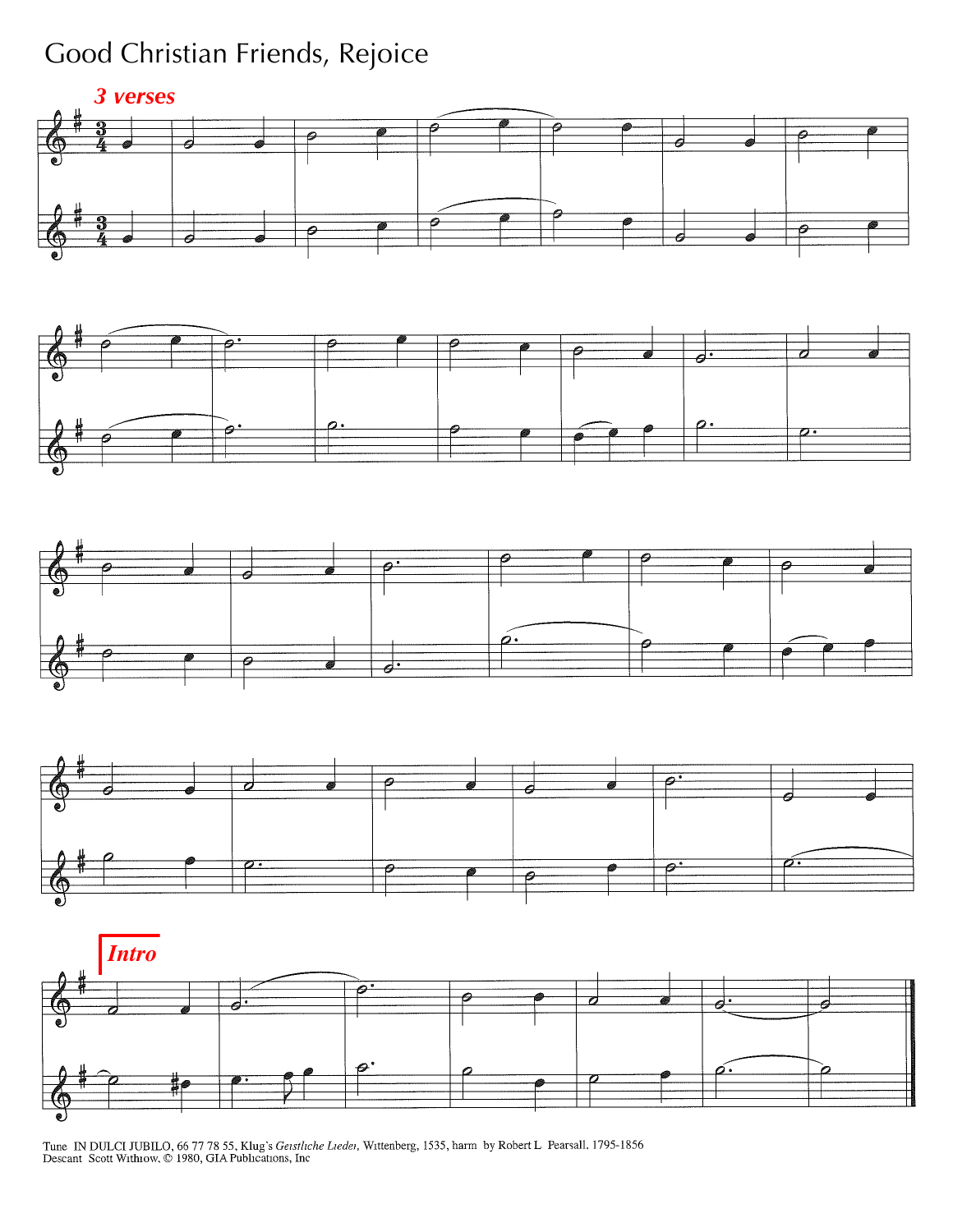# Good Christian Friends, Rejoice

*3 verses*

*Intro*

Tune IN DULCI JUBILO, 66 77 78 55, Klug's *Geistliche Lieder*, Wittenberg, 1535, harm by Robert L Pearsall, 1795-1856
Descant Scott Withrow, © 1980, GIA Publications, Inc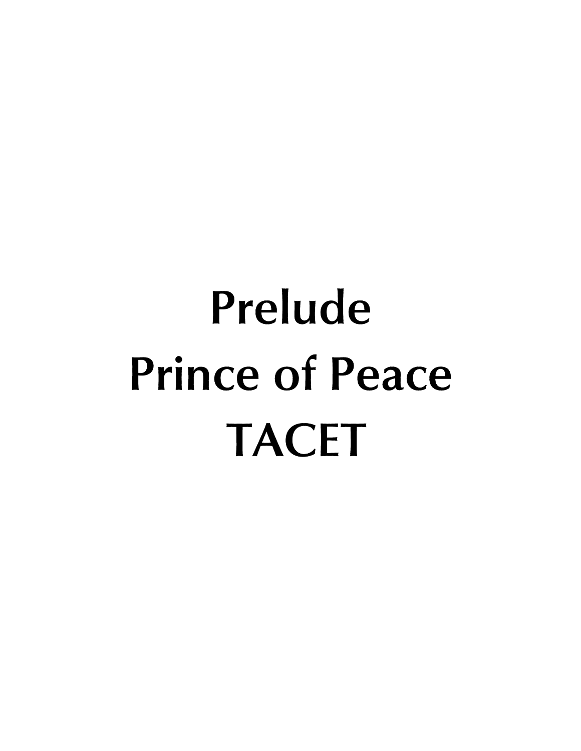# Prelude
# Prince of Peace
# TACET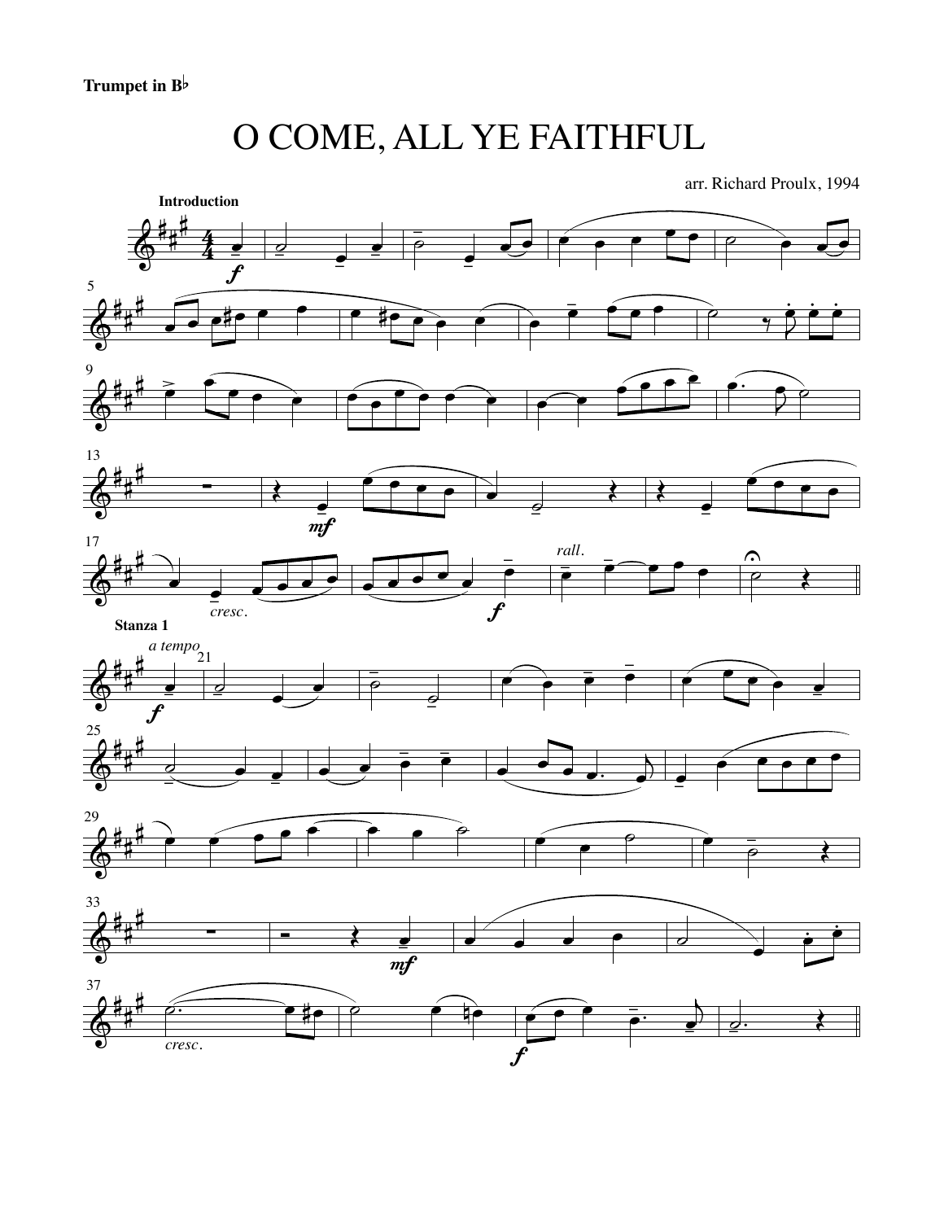**Trumpet in B♭**

# O COME, ALL YE FAITHFUL

arr. Richard Proulx, 1994

**Introduction**

**Stanza 1**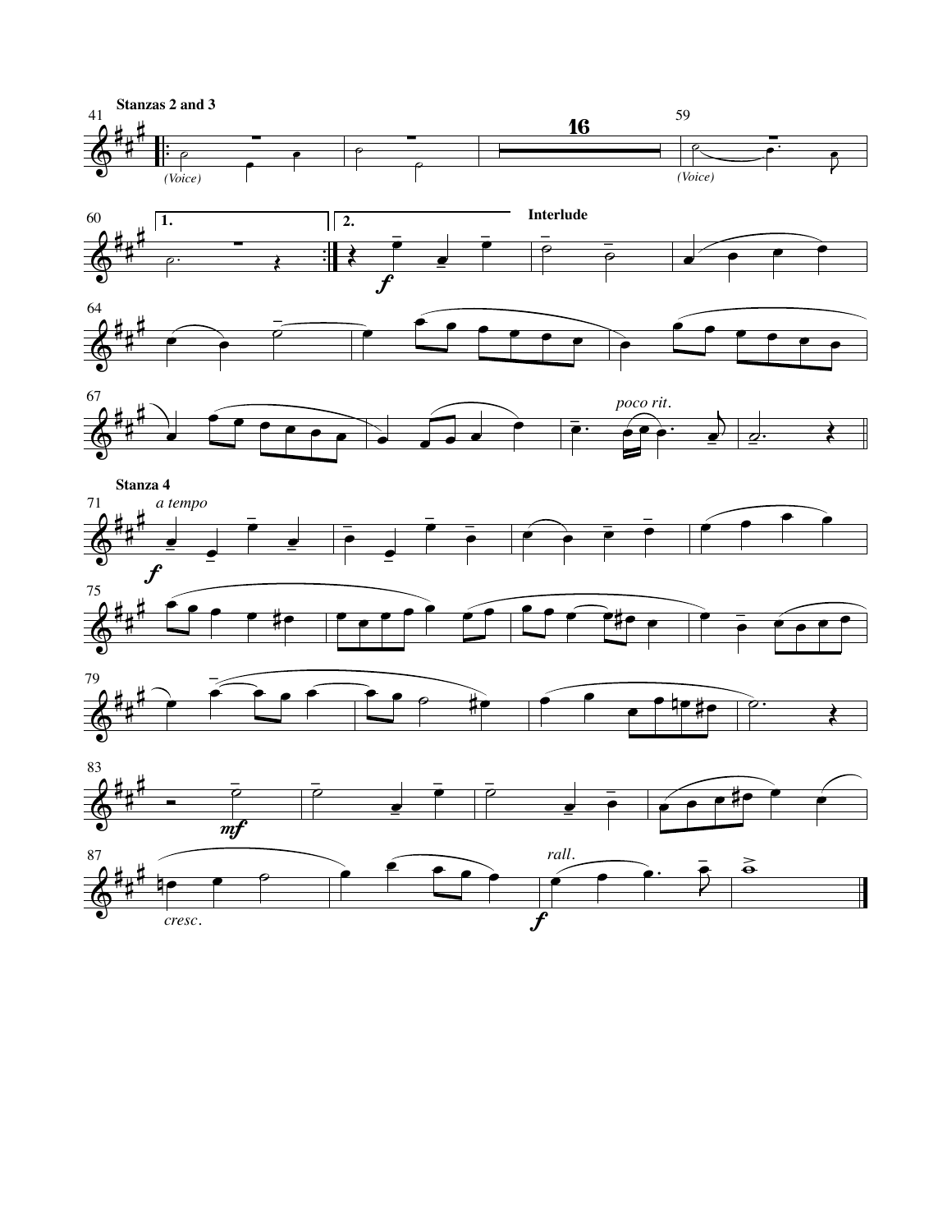**Stanzas 2 and 3**

**Interlude**

**Stanza 4**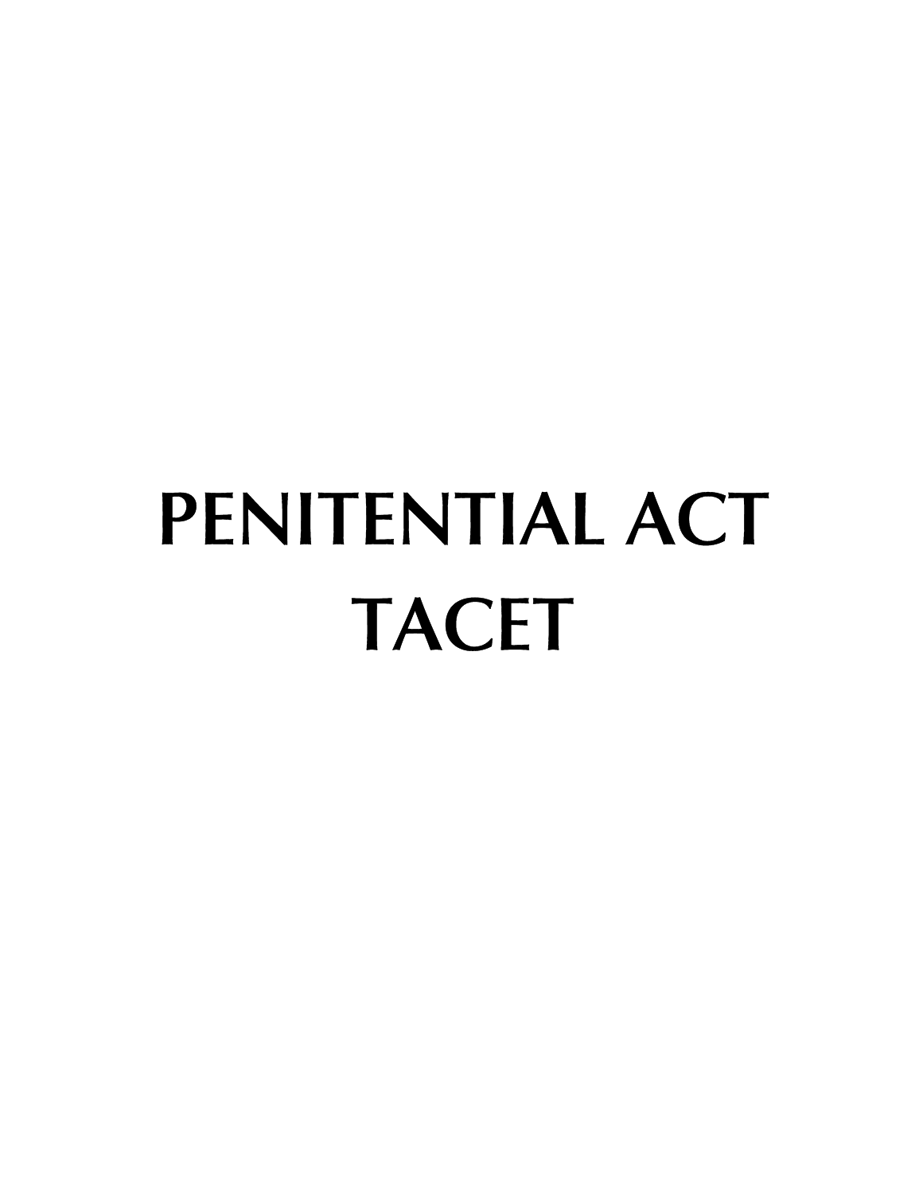# PENITENTIAL ACT
# TACET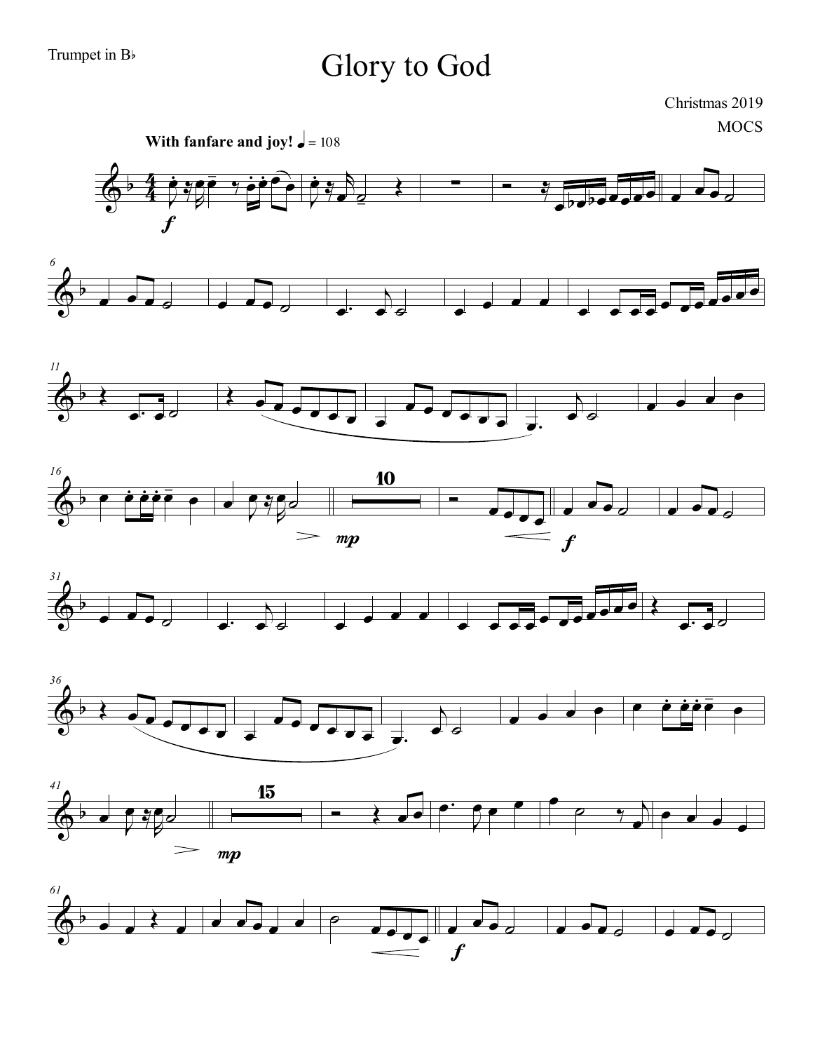Trumpet in B♭

# Glory to God

Christmas 2019

MOCS

**With fanfare and joy!** ♩ = 108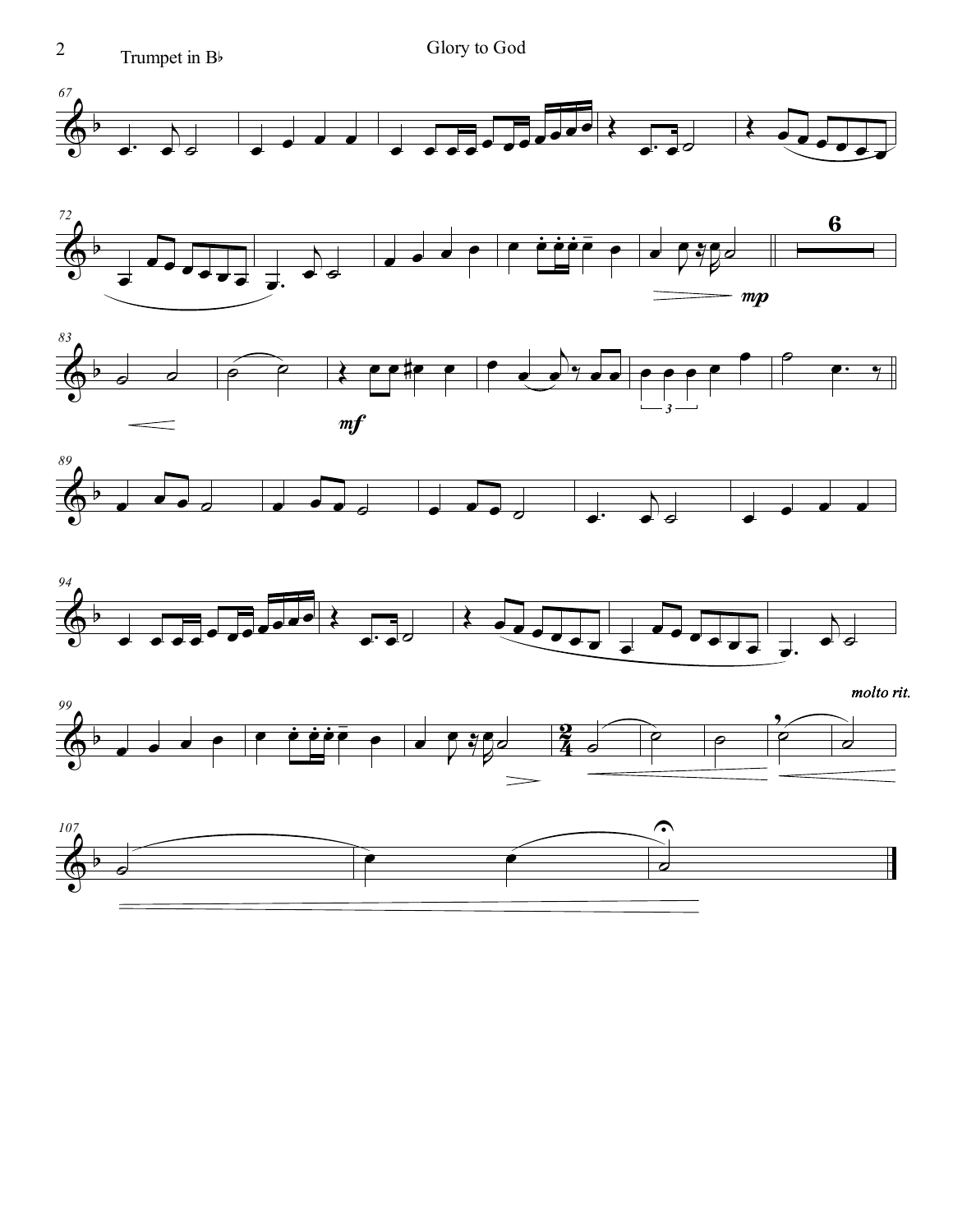Glory to God

Trumpet in B♭

*molto rit.*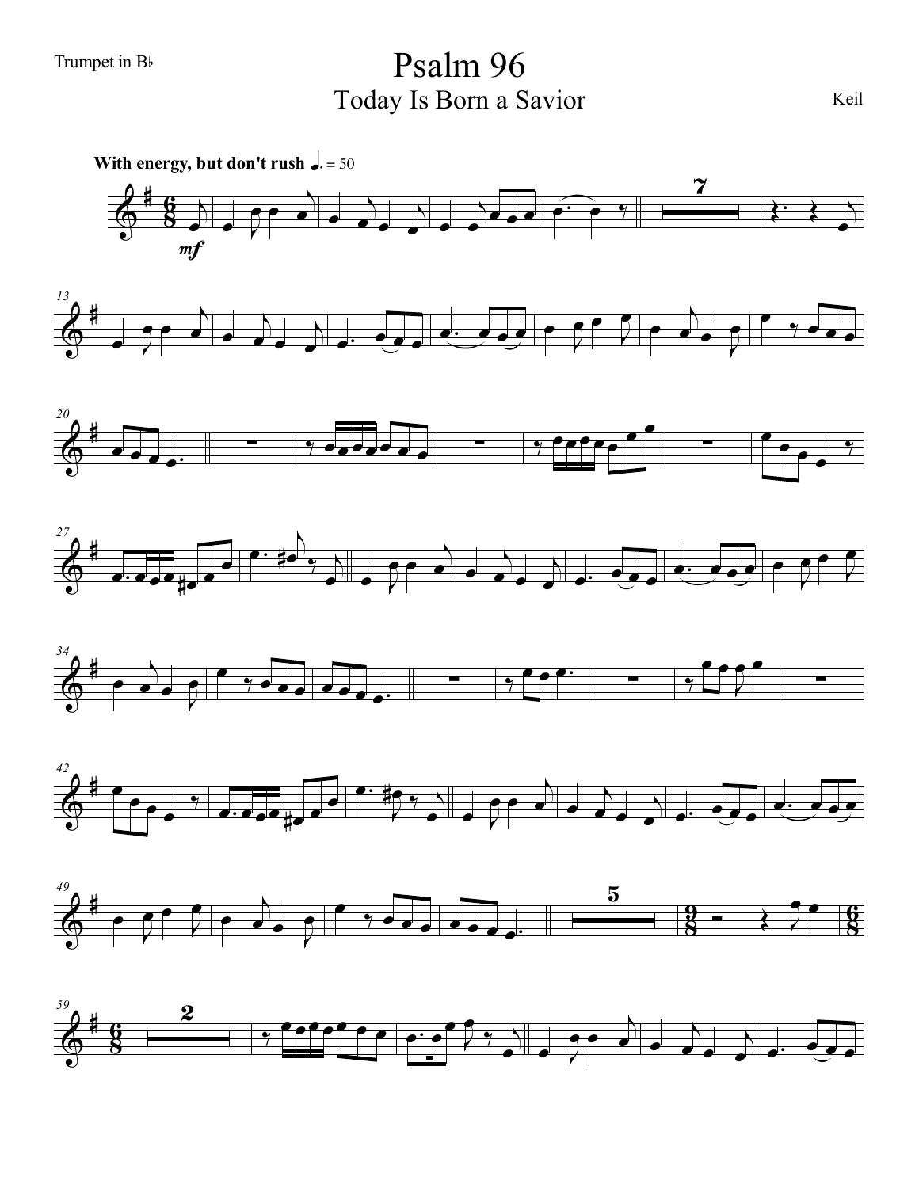Trumpet in B♭

# Psalm 96

## Today Is Born a Savior

Keil

**With energy, but don't rush** ♩. = 50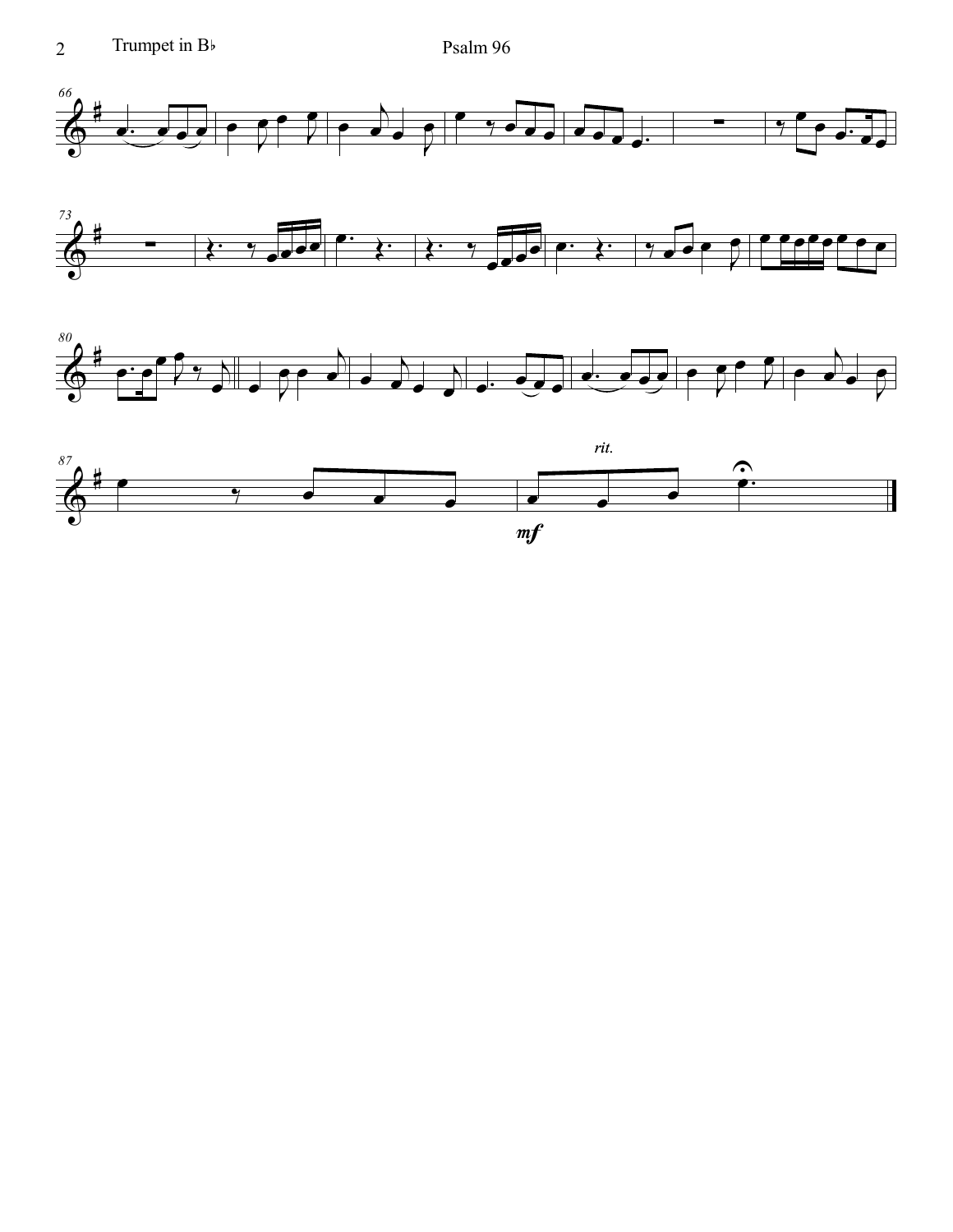Trumpet in B♭

Psalm 96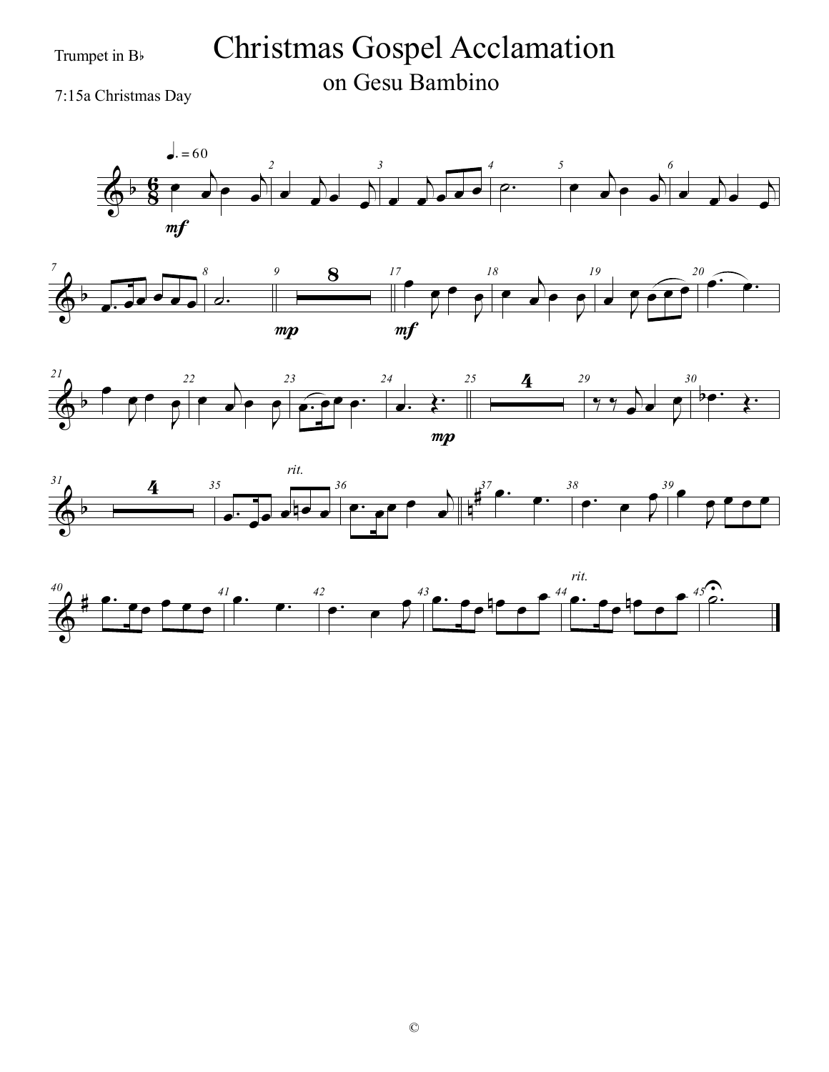Trumpet in B♭

# Christmas Gospel Acclamation

## on Gesu Bambino

7:15a Christmas Day

©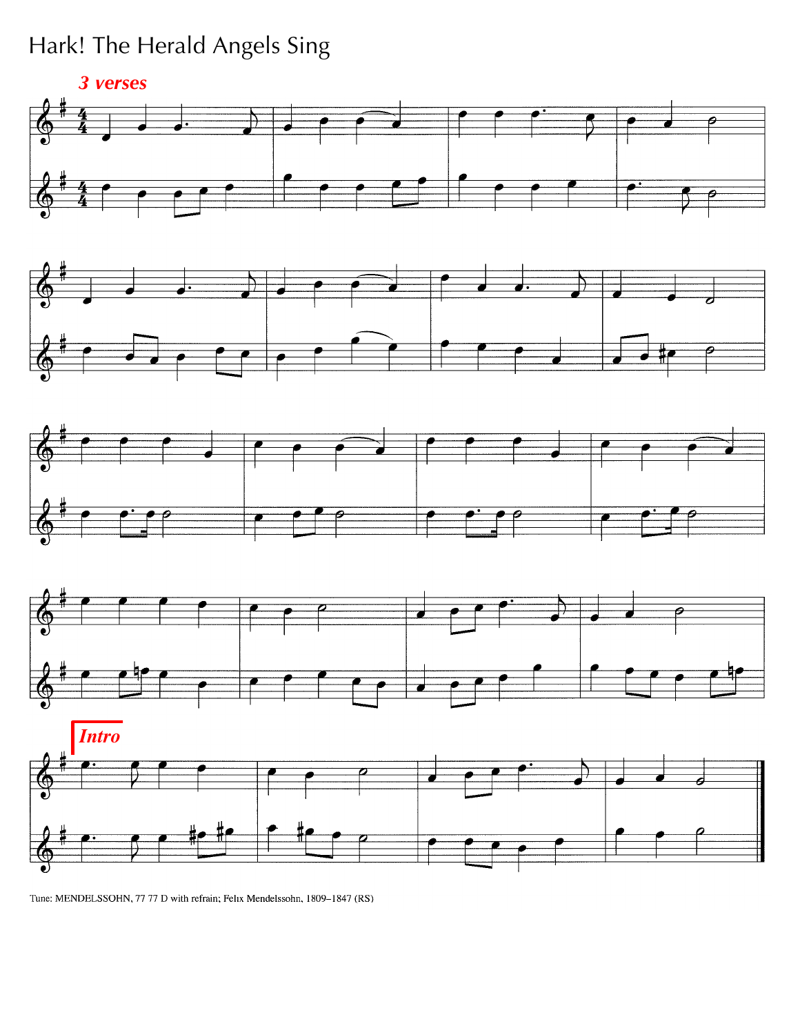# Hark! The Herald Angels Sing

***3 verses***

***Intro***

Tune: MENDELSSOHN, 77 77 D with refrain; Felix Mendelssohn, 1809–1847 (RS)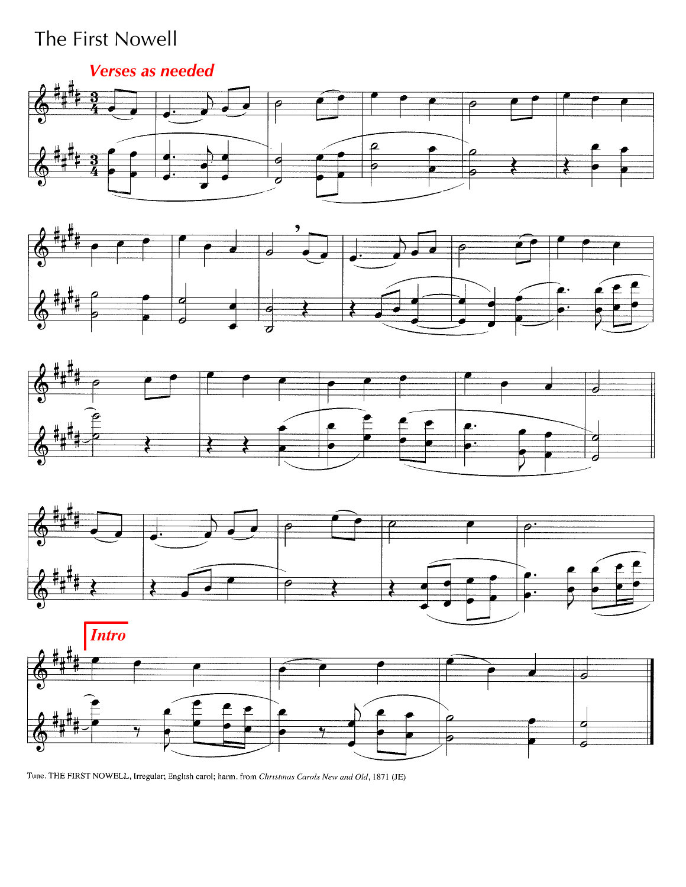# The First Nowell

*Verses as needed*

*Intro*

Tune. THE FIRST NOWELL, Irregular; English carol; harm. from *Christmas Carols New and Old*, 1871 (JE)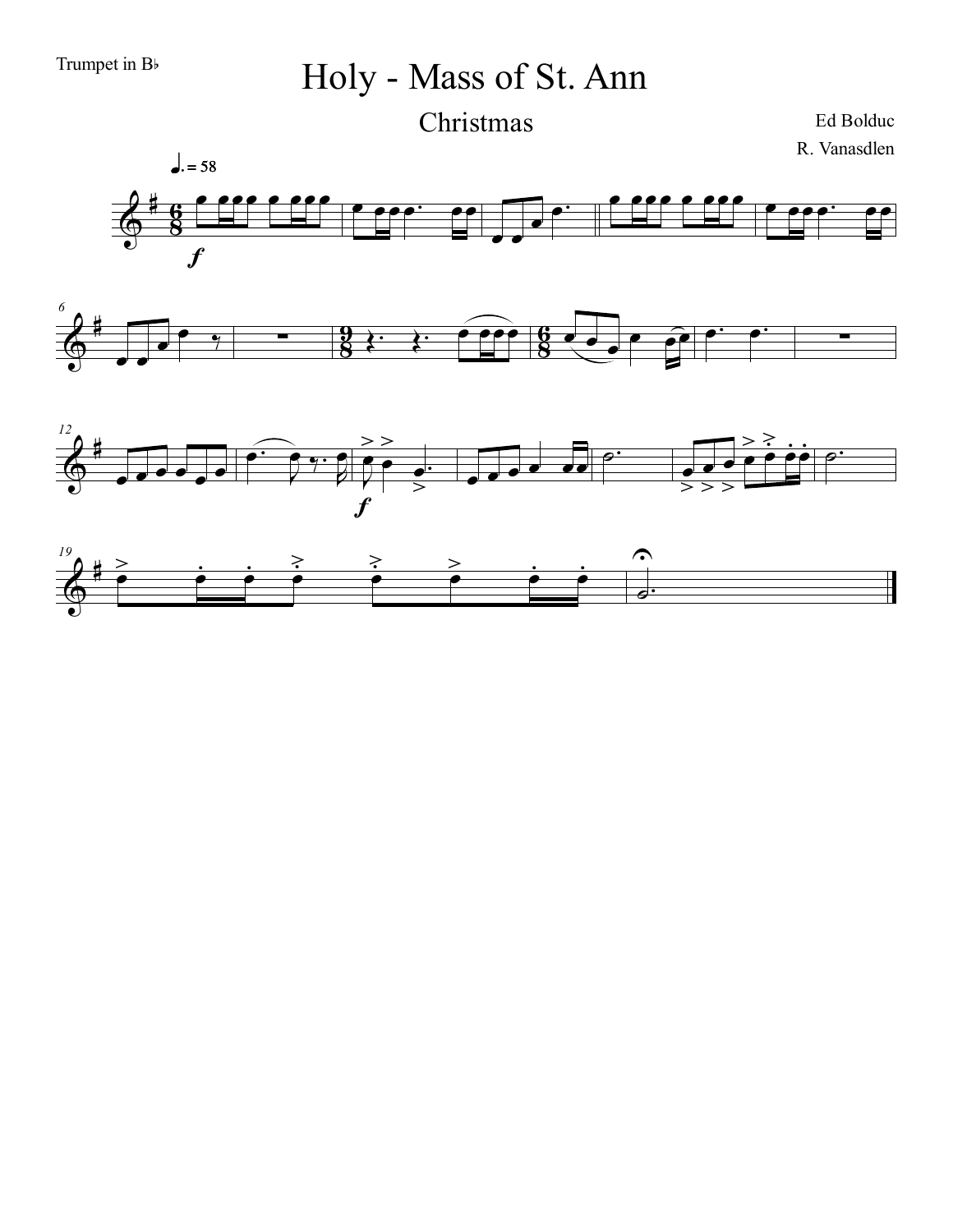Trumpet in B♭

# Holy - Mass of St. Ann

## Christmas

Ed Bolduc

R. Vanasdlen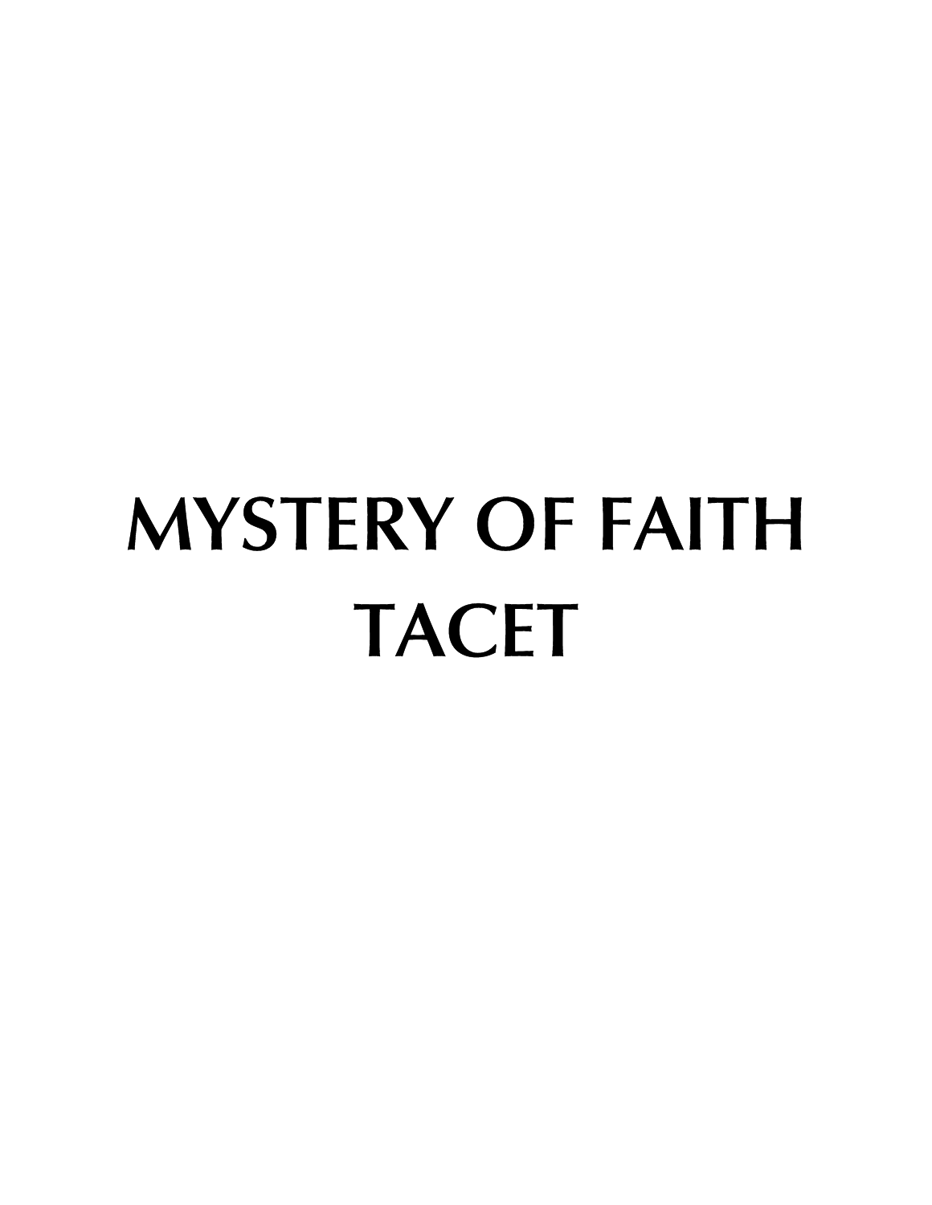# MYSTERY OF FAITH
# TACET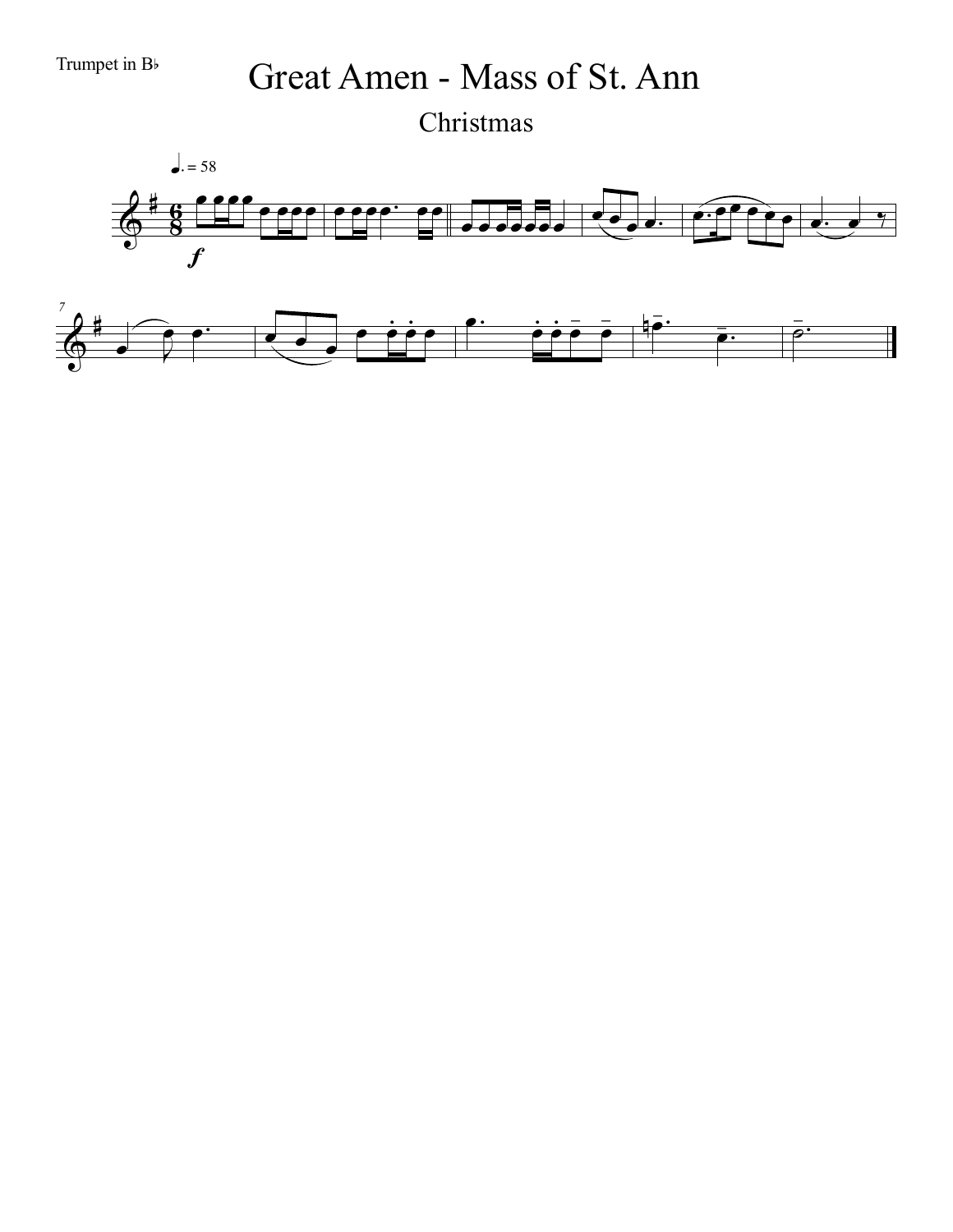Trumpet in B♭

# Great Amen - Mass of St. Ann

## Christmas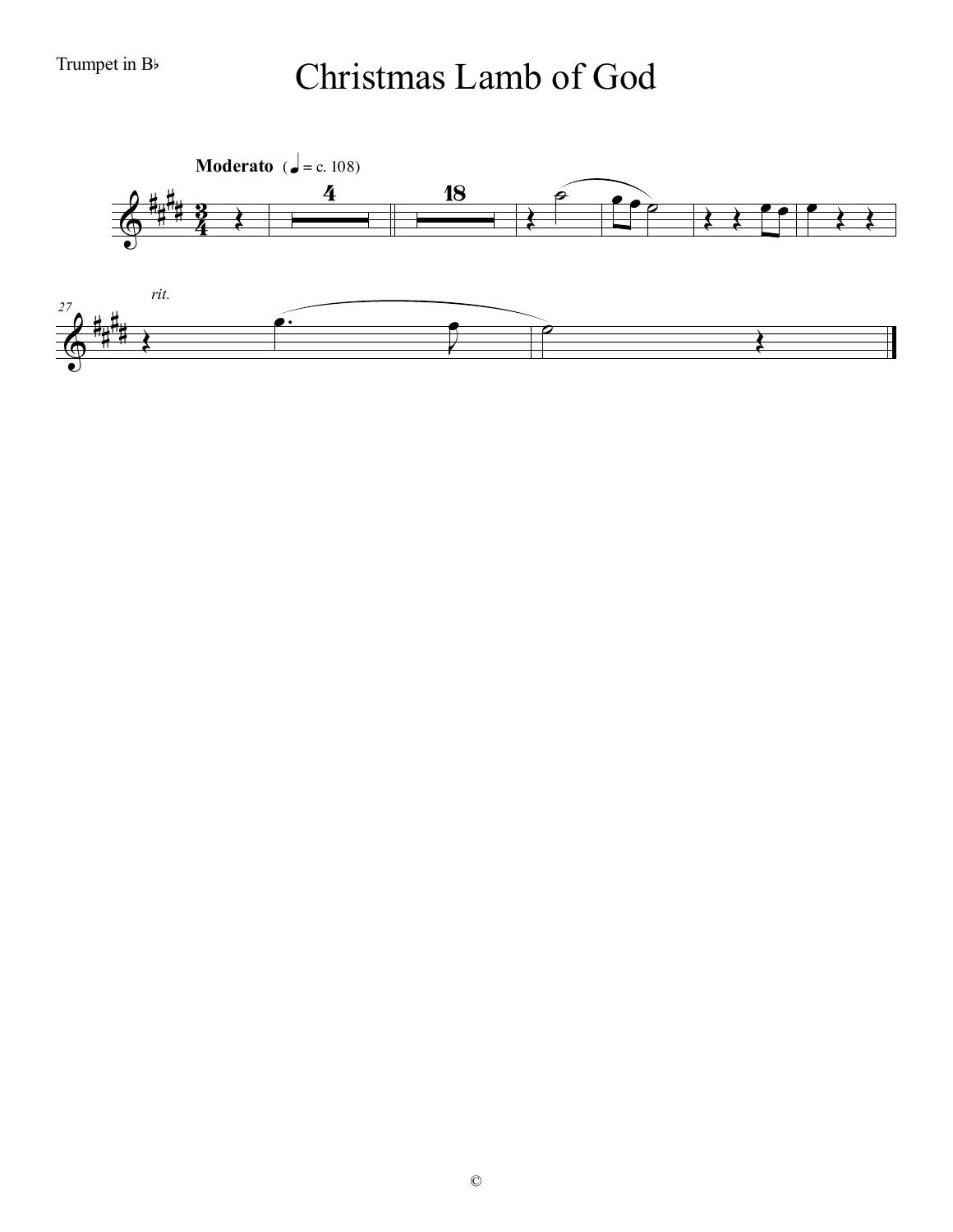Trumpet in B♭

# Christmas Lamb of God

**Moderato** (♩ = c. 108)

*rit.*

©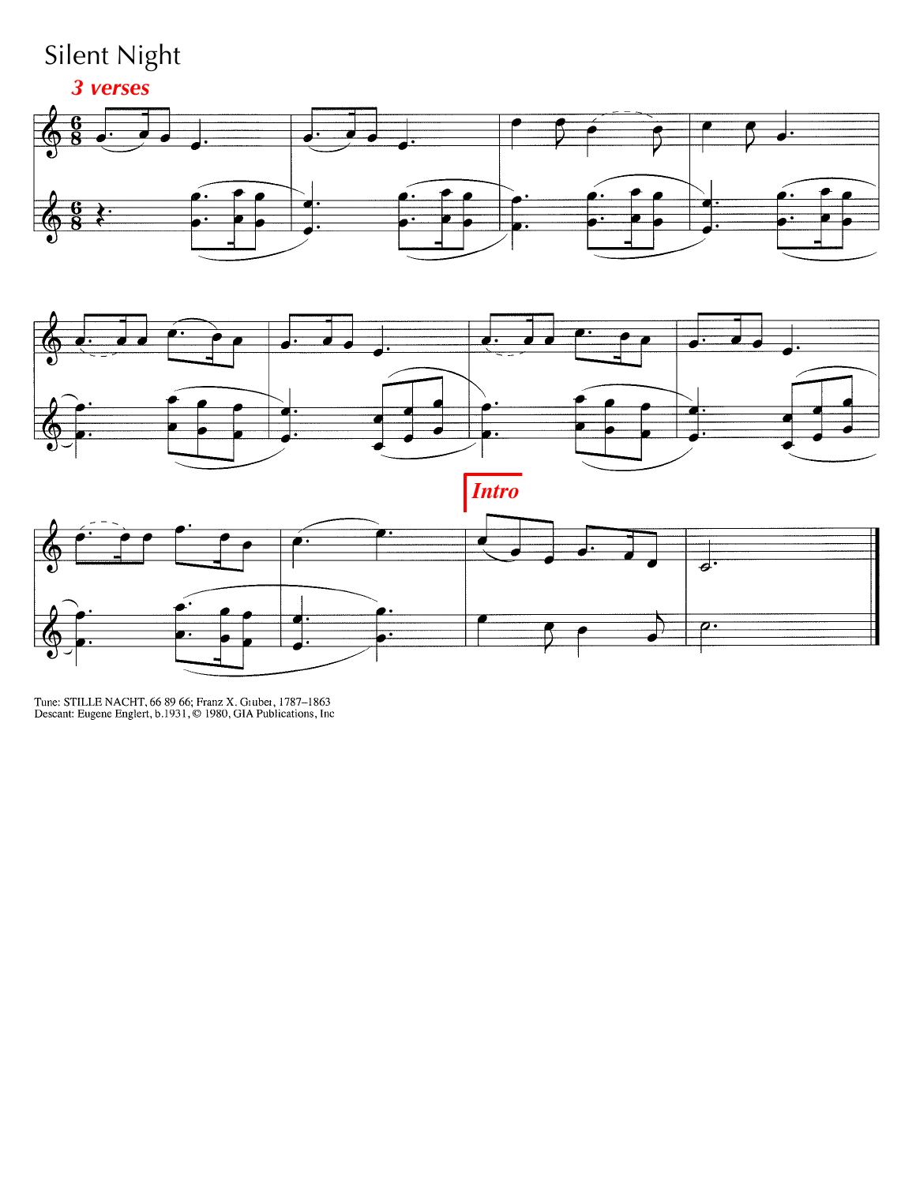# Silent Night

***3 verses***

***Intro***

Tune: STILLE NACHT, 66 89 66; Franz X. Gruber, 1787–1863
Descant: Eugene Englert, b.1931, © 1980, GIA Publications, Inc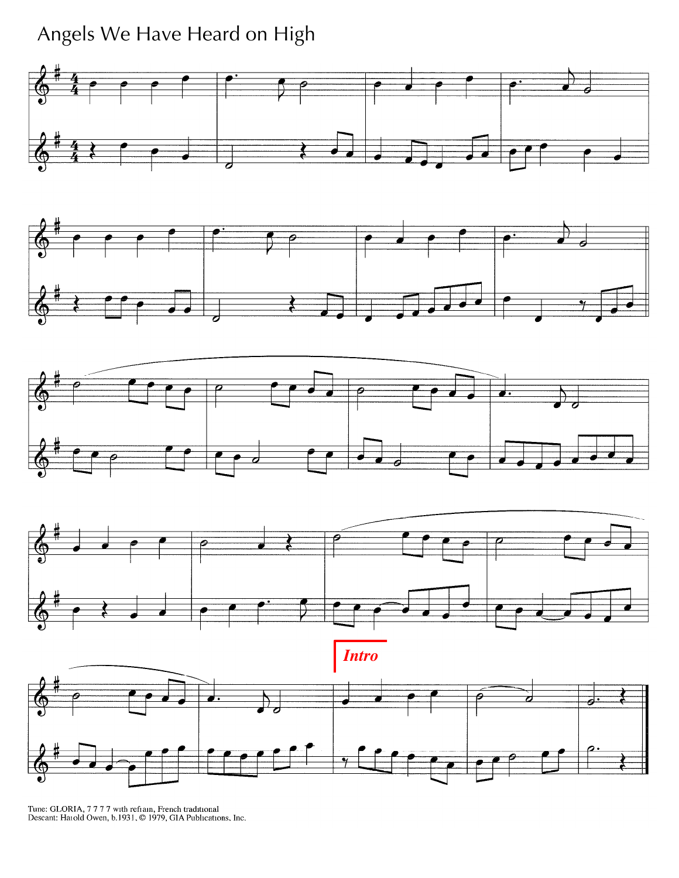# Angels We Have Heard on High

Intro

Tune: GLORIA, 7 7 7 7 with refrain, French traditional
Descant: Harold Owen, b.1931, © 1979, GIA Publications, Inc.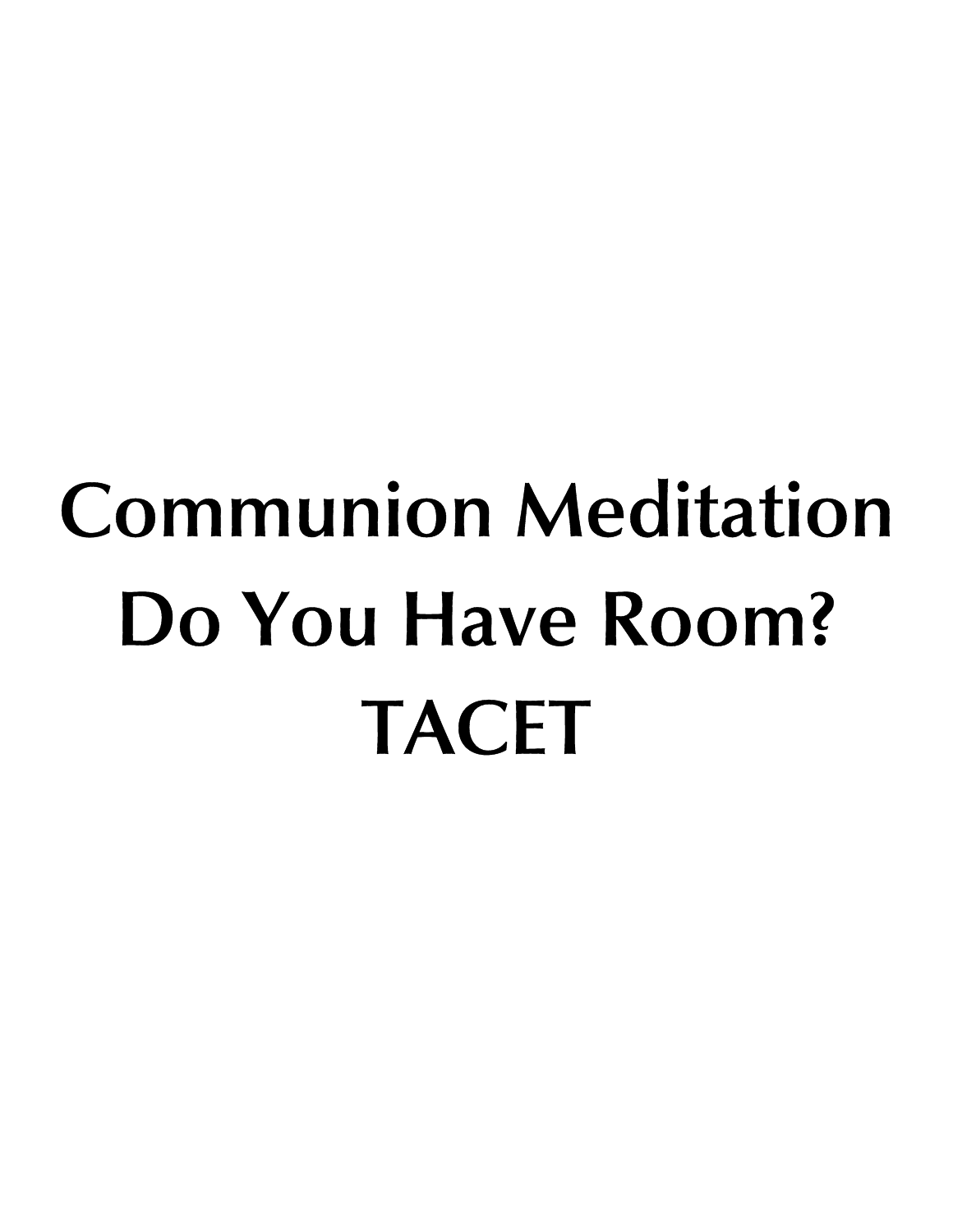# Communion Meditation
# Do You Have Room?
# TACET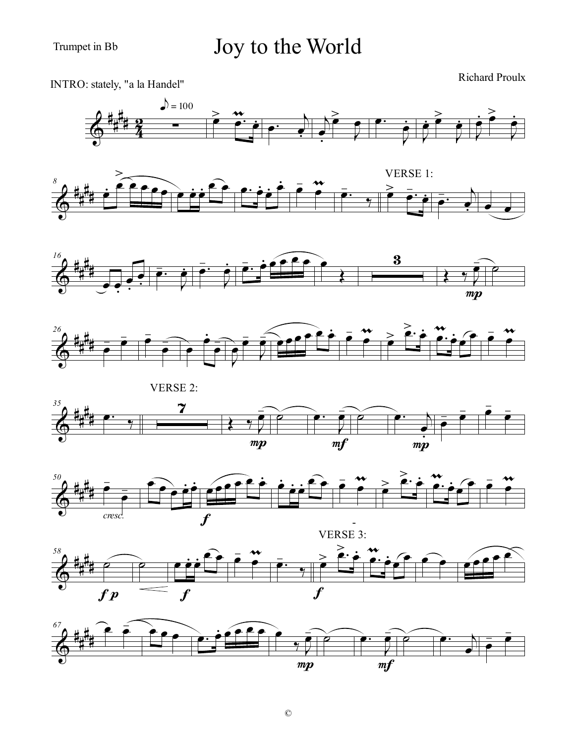Trumpet in Bb

# Joy to the World

Richard Proulx

INTRO: stately, "a la Handel"

VERSE 1:

VERSE 2:

VERSE 3:

©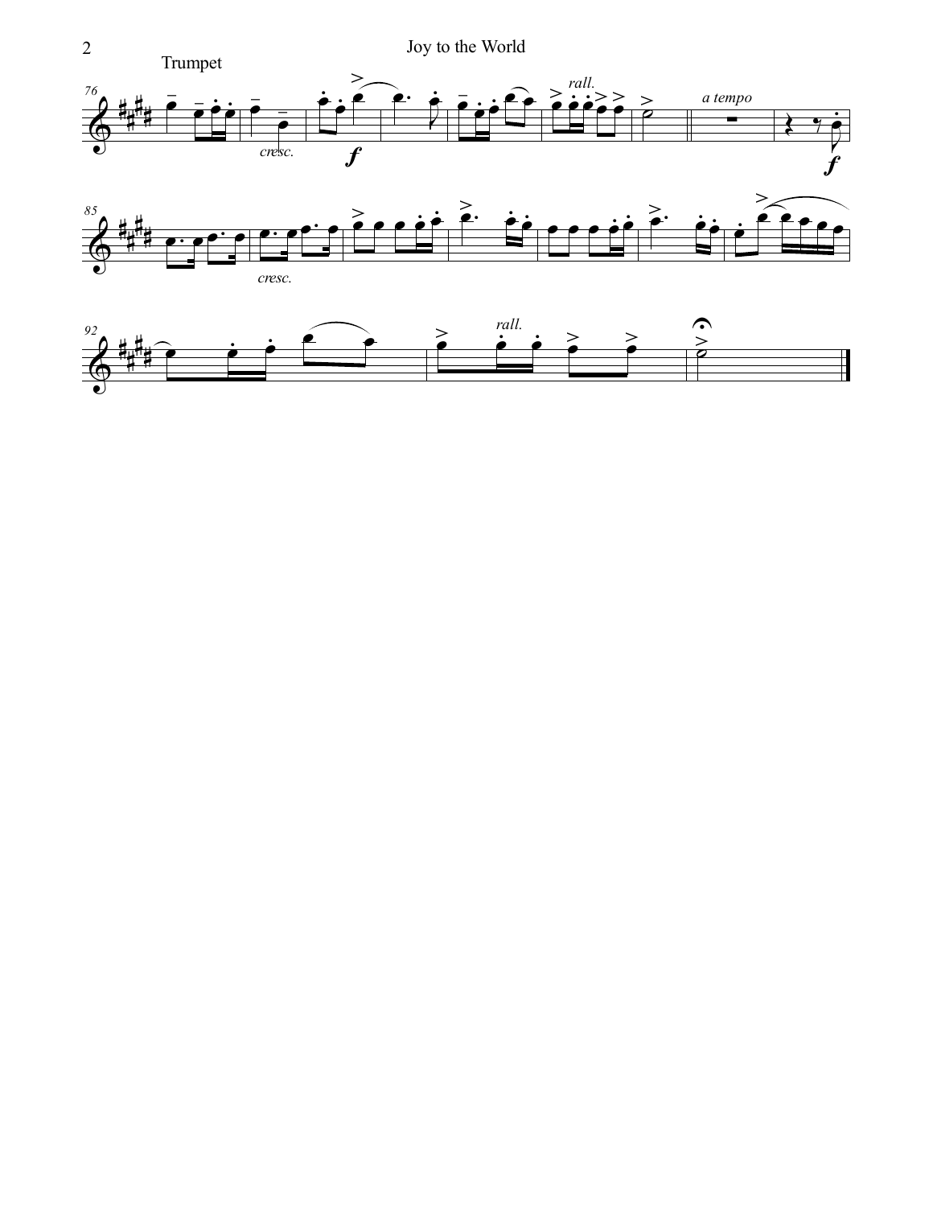Trumpet